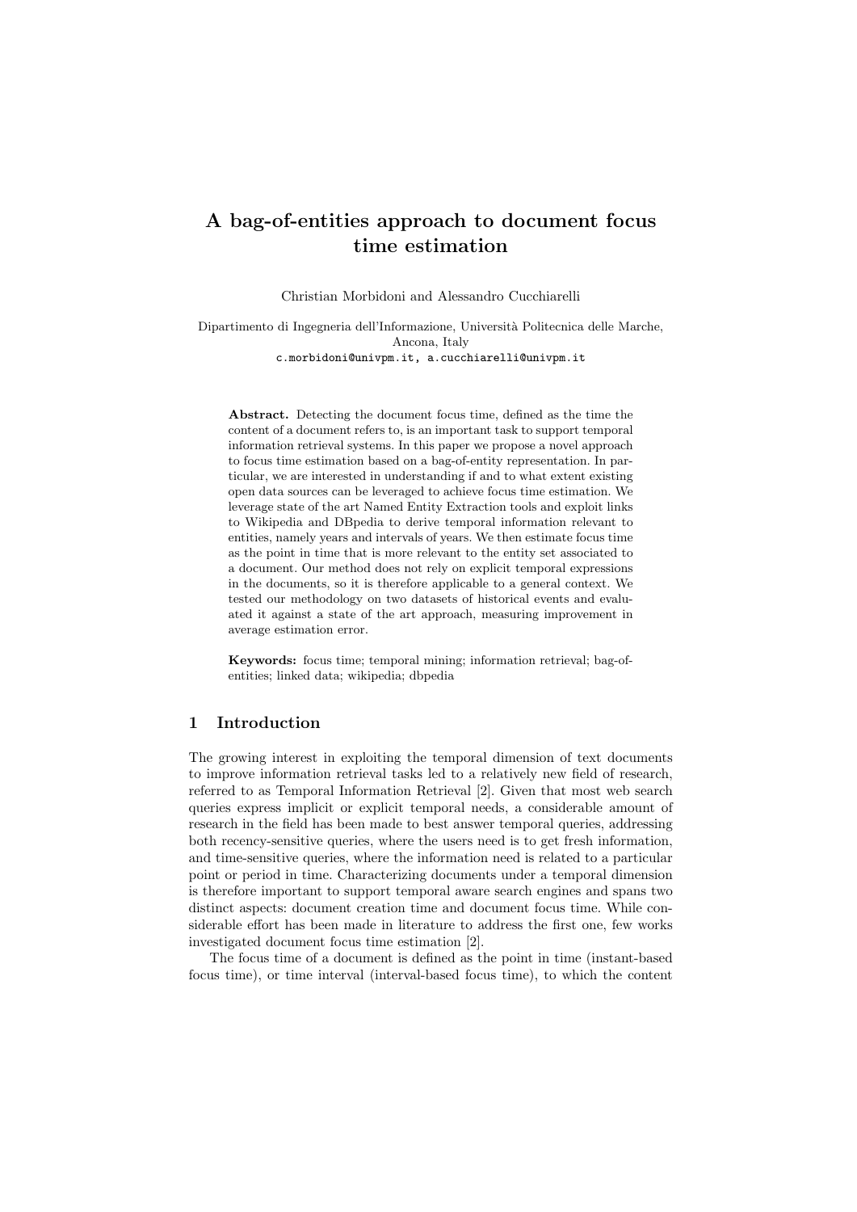# A bag-of-entities approach to document focus time estimation

Christian Morbidoni and Alessandro Cucchiarelli

Dipartimento di Ingegneria dell'Informazione, Università Politecnica delle Marche, Ancona, Italy
c.morbidoni@univpm.it, a.cucchiarelli@univpm.it

**Abstract.** Detecting the document focus time, defined as the time the content of a document refers to, is an important task to support temporal information retrieval systems. In this paper we propose a novel approach to focus time estimation based on a bag-of-entity representation. In particular, we are interested in understanding if and to what extent existing open data sources can be leveraged to achieve focus time estimation. We leverage state of the art Named Entity Extraction tools and exploit links to Wikipedia and DBpedia to derive temporal information relevant to entities, namely years and intervals of years. We then estimate focus time as the point in time that is more relevant to the entity set associated to a document. Our method does not rely on explicit temporal expressions in the documents, so it is therefore applicable to a general context. We tested our methodology on two datasets of historical events and evaluated it against a state of the art approach, measuring improvement in average estimation error.

**Keywords:** focus time; temporal mining; information retrieval; bag-of-entities; linked data; wikipedia; dbpedia

## 1 Introduction

The growing interest in exploiting the temporal dimension of text documents to improve information retrieval tasks led to a relatively new field of research, referred to as Temporal Information Retrieval [2]. Given that most web search queries express implicit or explicit temporal needs, a considerable amount of research in the field has been made to best answer temporal queries, addressing both recency-sensitive queries, where the users need is to get fresh information, and time-sensitive queries, where the information need is related to a particular point or period in time. Characterizing documents under a temporal dimension is therefore important to support temporal aware search engines and spans two distinct aspects: document creation time and document focus time. While considerable effort has been made in literature to address the first one, few works investigated document focus time estimation [2].

The focus time of a document is defined as the point in time (instant-based focus time), or time interval (interval-based focus time), to which the content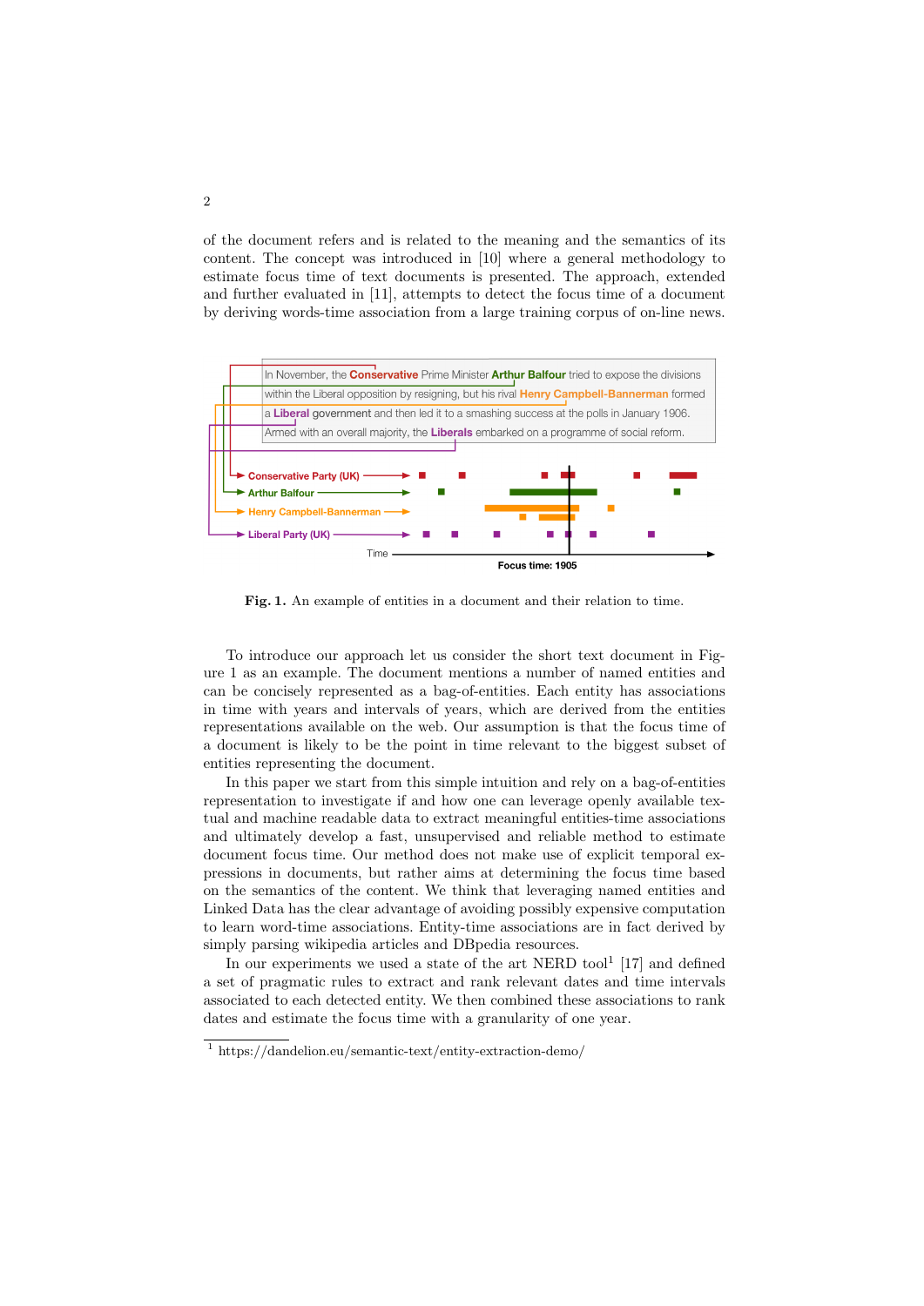of the document refers and is related to the meaning and the semantics of its content. The concept was introduced in [10] where a general methodology to estimate focus time of text documents is presented. The approach, extended and further evaluated in [11], attempts to detect the focus time of a document by deriving words-time association from a large training corpus of on-line news.

**Fig. 1.** An example of entities in a document and their relation to time.

To introduce our approach let us consider the short text document in Figure 1 as an example. The document mentions a number of named entities and can be concisely represented as a bag-of-entities. Each entity has associations in time with years and intervals of years, which are derived from the entities representations available on the web. Our assumption is that the focus time of a document is likely to be the point in time relevant to the biggest subset of entities representing the document.

In this paper we start from this simple intuition and rely on a bag-of-entities representation to investigate if and how one can leverage openly available textual and machine readable data to extract meaningful entities-time associations and ultimately develop a fast, unsupervised and reliable method to estimate document focus time. Our method does not make use of explicit temporal expressions in documents, but rather aims at determining the focus time based on the semantics of the content. We think that leveraging named entities and Linked Data has the clear advantage of avoiding possibly expensive computation to learn word-time associations. Entity-time associations are in fact derived by simply parsing wikipedia articles and DBpedia resources.

In our experiments we used a state of the art NERD tool[1] [17] and defined a set of pragmatic rules to extract and rank relevant dates and time intervals associated to each detected entity. We then combined these associations to rank dates and estimate the focus time with a granularity of one year.

[1] https://dandelion.eu/semantic-text/entity-extraction-demo/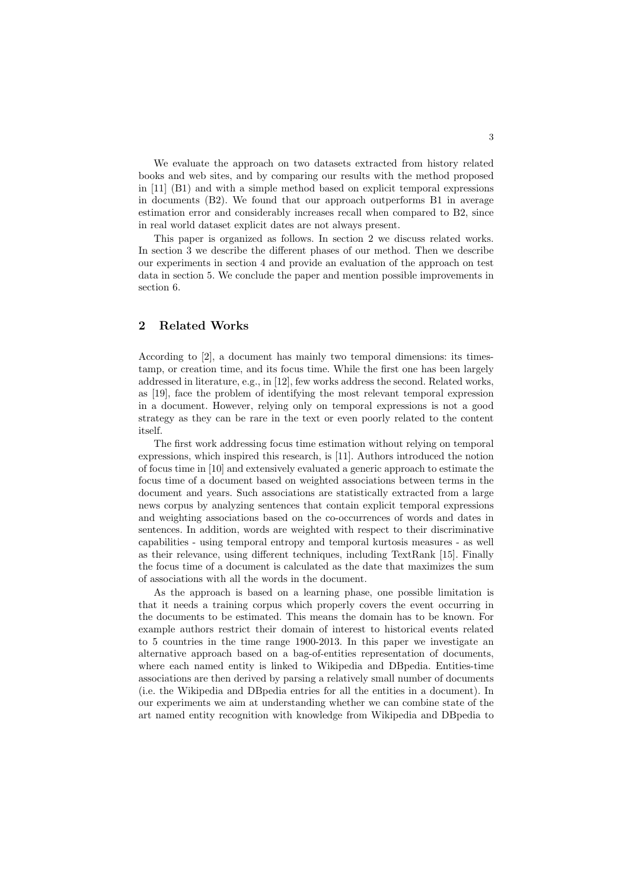We evaluate the approach on two datasets extracted from history related books and web sites, and by comparing our results with the method proposed in [11] (B1) and with a simple method based on explicit temporal expressions in documents (B2). We found that our approach outperforms B1 in average estimation error and considerably increases recall when compared to B2, since in real world dataset explicit dates are not always present.

This paper is organized as follows. In section 2 we discuss related works. In section 3 we describe the different phases of our method. Then we describe our experiments in section 4 and provide an evaluation of the approach on test data in section 5. We conclude the paper and mention possible improvements in section 6.

## 2 Related Works

According to [2], a document has mainly two temporal dimensions: its timestamp, or creation time, and its focus time. While the first one has been largely addressed in literature, e.g., in [12], few works address the second. Related works, as [19], face the problem of identifying the most relevant temporal expression in a document. However, relying only on temporal expressions is not a good strategy as they can be rare in the text or even poorly related to the content itself.

The first work addressing focus time estimation without relying on temporal expressions, which inspired this research, is [11]. Authors introduced the notion of focus time in [10] and extensively evaluated a generic approach to estimate the focus time of a document based on weighted associations between terms in the document and years. Such associations are statistically extracted from a large news corpus by analyzing sentences that contain explicit temporal expressions and weighting associations based on the co-occurrences of words and dates in sentences. In addition, words are weighted with respect to their discriminative capabilities - using temporal entropy and temporal kurtosis measures - as well as their relevance, using different techniques, including TextRank [15]. Finally the focus time of a document is calculated as the date that maximizes the sum of associations with all the words in the document.

As the approach is based on a learning phase, one possible limitation is that it needs a training corpus which properly covers the event occurring in the documents to be estimated. This means the domain has to be known. For example authors restrict their domain of interest to historical events related to 5 countries in the time range 1900-2013. In this paper we investigate an alternative approach based on a bag-of-entities representation of documents, where each named entity is linked to Wikipedia and DBpedia. Entities-time associations are then derived by parsing a relatively small number of documents (i.e. the Wikipedia and DBpedia entries for all the entities in a document). In our experiments we aim at understanding whether we can combine state of the art named entity recognition with knowledge from Wikipedia and DBpedia to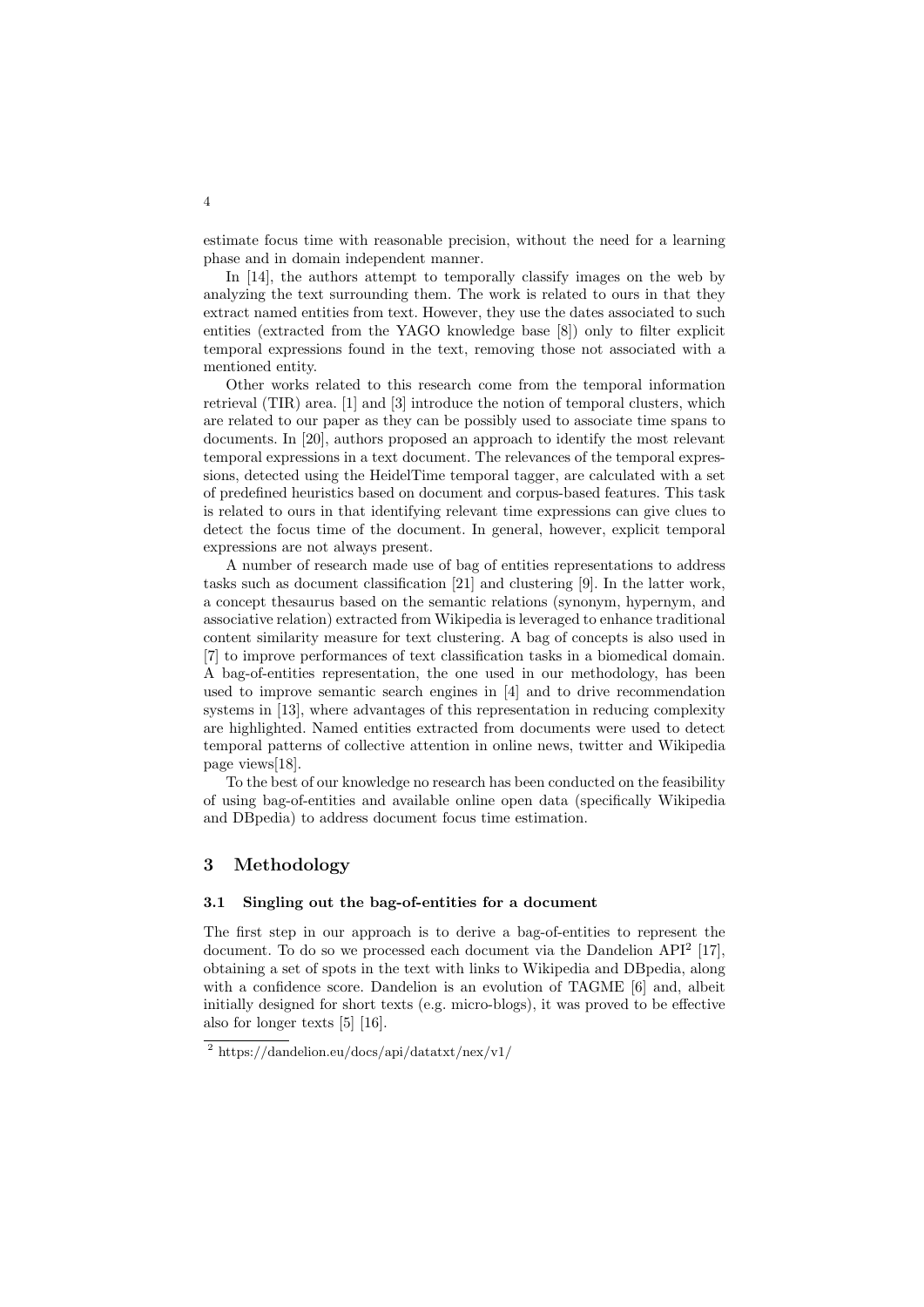estimate focus time with reasonable precision, without the need for a learning phase and in domain independent manner.

In [14], the authors attempt to temporally classify images on the web by analyzing the text surrounding them. The work is related to ours in that they extract named entities from text. However, they use the dates associated to such entities (extracted from the YAGO knowledge base [8]) only to filter explicit temporal expressions found in the text, removing those not associated with a mentioned entity.

Other works related to this research come from the temporal information retrieval (TIR) area. [1] and [3] introduce the notion of temporal clusters, which are related to our paper as they can be possibly used to associate time spans to documents. In [20], authors proposed an approach to identify the most relevant temporal expressions in a text document. The relevances of the temporal expressions, detected using the HeidelTime temporal tagger, are calculated with a set of predefined heuristics based on document and corpus-based features. This task is related to ours in that identifying relevant time expressions can give clues to detect the focus time of the document. In general, however, explicit temporal expressions are not always present.

A number of research made use of bag of entities representations to address tasks such as document classification [21] and clustering [9]. In the latter work, a concept thesaurus based on the semantic relations (synonym, hypernym, and associative relation) extracted from Wikipedia is leveraged to enhance traditional content similarity measure for text clustering. A bag of concepts is also used in [7] to improve performances of text classification tasks in a biomedical domain. A bag-of-entities representation, the one used in our methodology, has been used to improve semantic search engines in [4] and to drive recommendation systems in [13], where advantages of this representation in reducing complexity are highlighted. Named entities extracted from documents were used to detect temporal patterns of collective attention in online news, twitter and Wikipedia page views[18].

To the best of our knowledge no research has been conducted on the feasibility of using bag-of-entities and available online open data (specifically Wikipedia and DBpedia) to address document focus time estimation.

## 3 Methodology

### 3.1 Singling out the bag-of-entities for a document

The first step in our approach is to derive a bag-of-entities to represent the document. To do so we processed each document via the Dandelion API[2] [17], obtaining a set of spots in the text with links to Wikipedia and DBpedia, along with a confidence score. Dandelion is an evolution of TAGME [6] and, albeit initially designed for short texts (e.g. micro-blogs), it was proved to be effective also for longer texts [5] [16].

[2] https://dandelion.eu/docs/api/datatxt/nex/v1/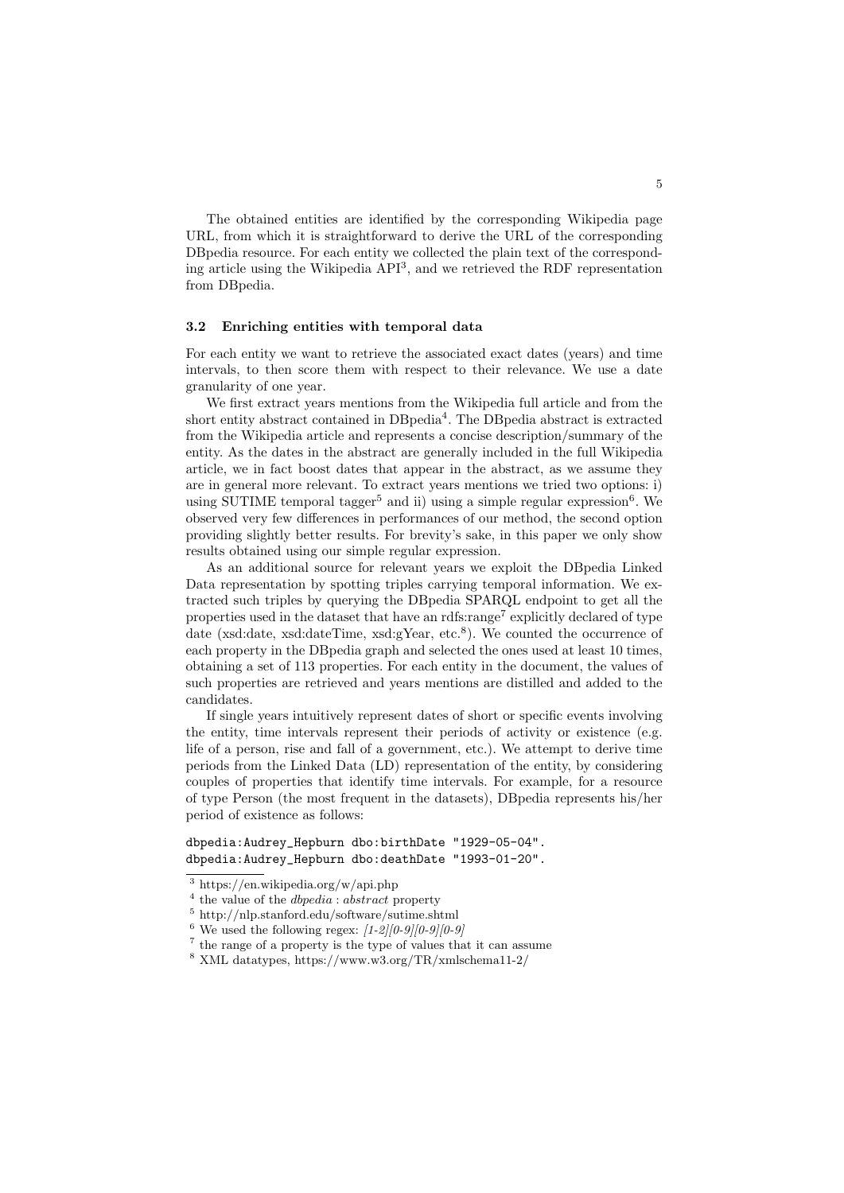The obtained entities are identified by the corresponding Wikipedia page URL, from which it is straightforward to derive the URL of the corresponding DBpedia resource. For each entity we collected the plain text of the corresponding article using the Wikipedia API[3], and we retrieved the RDF representation from DBpedia.

### 3.2 Enriching entities with temporal data

For each entity we want to retrieve the associated exact dates (years) and time intervals, to then score them with respect to their relevance. We use a date granularity of one year.

We first extract years mentions from the Wikipedia full article and from the short entity abstract contained in DBpedia[4]. The DBpedia abstract is extracted from the Wikipedia article and represents a concise description/summary of the entity. As the dates in the abstract are generally included in the full Wikipedia article, we in fact boost dates that appear in the abstract, as we assume they are in general more relevant. To extract years mentions we tried two options: i) using SUTIME temporal tagger[5] and ii) using a simple regular expression[6]. We observed very few differences in performances of our method, the second option providing slightly better results. For brevity's sake, in this paper we only show results obtained using our simple regular expression.

As an additional source for relevant years we exploit the DBpedia Linked Data representation by spotting triples carrying temporal information. We extracted such triples by querying the DBpedia SPARQL endpoint to get all the properties used in the dataset that have an rdfs:range[7] explicitly declared of type date (xsd:date, xsd:dateTime, xsd:gYear, etc.[8]). We counted the occurrence of each property in the DBpedia graph and selected the ones used at least 10 times, obtaining a set of 113 properties. For each entity in the document, the values of such properties are retrieved and years mentions are distilled and added to the candidates.

If single years intuitively represent dates of short or specific events involving the entity, time intervals represent their periods of activity or existence (e.g. life of a person, rise and fall of a government, etc.). We attempt to derive time periods from the Linked Data (LD) representation of the entity, by considering couples of properties that identify time intervals. For example, for a resource of type Person (the most frequent in the datasets), DBpedia represents his/her period of existence as follows:

```
dbpedia:Audrey_Hepburn dbo:birthDate "1929-05-04".
dbpedia:Audrey_Hepburn dbo:deathDate "1993-01-20".
```

---

[3] https://en.wikipedia.org/w/api.php

[4] the value of the *dbpedia : abstract* property

[5] http://nlp.stanford.edu/software/sutime.shtml

[6] We used the following regex: *[1-2][0-9][0-9][0-9]*

[7] the range of a property is the type of values that it can assume

[8] XML datatypes, https://www.w3.org/TR/xmlschema11-2/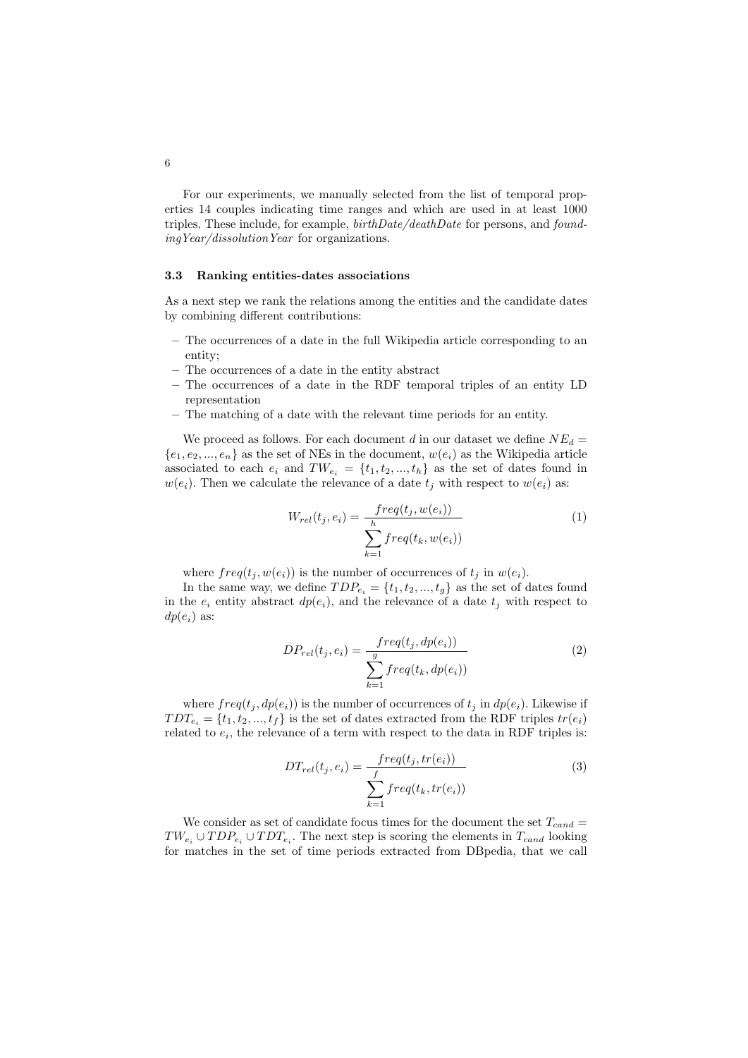For our experiments, we manually selected from the list of temporal properties 14 couples indicating time ranges and which are used in at least 1000 triples. These include, for example, *birthDate/deathDate* for persons, and *foundingYear/dissolutionYear* for organizations.

### 3.3 Ranking entities-dates associations

As a next step we rank the relations among the entities and the candidate dates by combining different contributions:

- The occurrences of a date in the full Wikipedia article corresponding to an entity;
- The occurrences of a date in the entity abstract
- The occurrences of a date in the RDF temporal triples of an entity LD representation
- The matching of a date with the relevant time periods for an entity.

We proceed as follows. For each document $d$ in our dataset we define $NE_d = \{e_1, e_2, ..., e_n\}$ as the set of NEs in the document, $w(e_i)$ as the Wikipedia article associated to each $e_i$ and $TW_{e_i} = \{t_1, t_2, ..., t_h\}$ as the set of dates found in $w(e_i)$. Then we calculate the relevance of a date $t_j$ with respect to $w(e_i)$ as:

$$W_{rel}(t_j, e_i) = \frac{freq(t_j, w(e_i))}{\sum_{k=1}^{h} freq(t_k, w(e_i))} \tag{1}$$

where $freq(t_j, w(e_i))$ is the number of occurrences of $t_j$ in $w(e_i)$.

In the same way, we define $TDP_{e_i} = \{t_1, t_2, ..., t_g\}$ as the set of dates found in the $e_i$ entity abstract $dp(e_i)$, and the relevance of a date $t_j$ with respect to $dp(e_i)$ as:

$$DP_{rel}(t_j, e_i) = \frac{freq(t_j, dp(e_i))}{\sum_{k=1}^{g} freq(t_k, dp(e_i))} \tag{2}$$

where $freq(t_j, dp(e_i))$ is the number of occurrences of $t_j$ in $dp(e_i)$. Likewise if $TDT_{e_i} = \{t_1, t_2, ..., t_f\}$ is the set of dates extracted from the RDF triples $tr(e_i)$ related to $e_i$, the relevance of a term with respect to the data in RDF triples is:

$$DT_{rel}(t_j, e_i) = \frac{freq(t_j, tr(e_i))}{\sum_{k=1}^{f} freq(t_k, tr(e_i))} \tag{3}$$

We consider as set of candidate focus times for the document the set $T_{cand} = TW_{e_i} \cup TDP_{e_i} \cup TDT_{e_i}$. The next step is scoring the elements in $T_{cand}$ looking for matches in the set of time periods extracted from DBpedia, that we call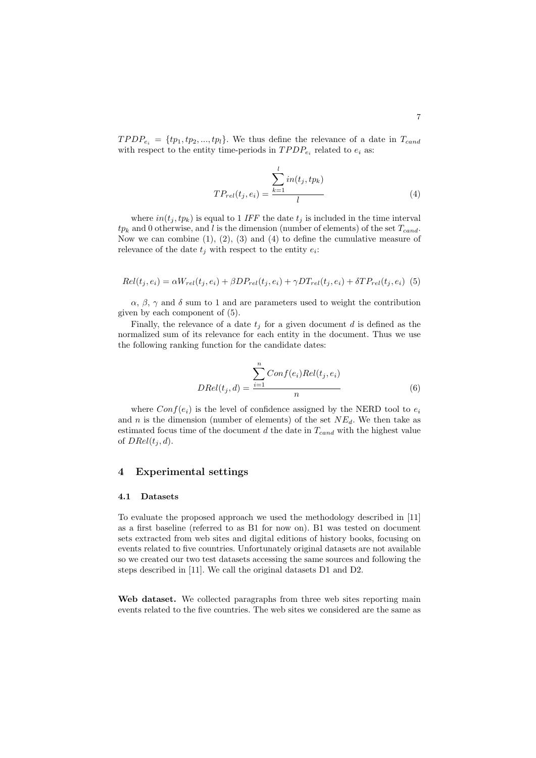$TPDP_{e_i} = \{tp_1, tp_2, ..., tp_l\}$. We thus define the relevance of a date in $T_{cand}$ with respect to the entity time-periods in $TPDP_{e_i}$ related to $e_i$ as:

$$TP_{rel}(t_j, e_i) = \frac{\sum_{k=1}^{l} in(t_j, tp_k)}{l} \tag{4}$$

where $in(t_j, tp_k)$ is equal to 1 *IFF* the date $t_j$ is included in the time interval $tp_k$ and 0 otherwise, and $l$ is the dimension (number of elements) of the set $T_{cand}$. Now we can combine (1), (2), (3) and (4) to define the cumulative measure of relevance of the date $t_j$ with respect to the entity $e_i$:

$$Rel(t_j, e_i) = \alpha W_{rel}(t_j, e_i) + \beta DP_{rel}(t_j, e_i) + \gamma DT_{rel}(t_j, e_i) + \delta TP_{rel}(t_j, e_i) \tag{5}$$

$\alpha$, $\beta$, $\gamma$ and $\delta$ sum to 1 and are parameters used to weight the contribution given by each component of (5).

Finally, the relevance of a date $t_j$ for a given document $d$ is defined as the normalized sum of its relevance for each entity in the document. Thus we use the following ranking function for the candidate dates:

$$DRel(t_j, d) = \frac{\sum_{i=1}^{n} Conf(e_i) Rel(t_j, e_i)}{n} \tag{6}$$

where $Conf(e_i)$ is the level of confidence assigned by the NERD tool to $e_i$ and $n$ is the dimension (number of elements) of the set $NE_d$. We then take as estimated focus time of the document $d$ the date in $T_{cand}$ with the highest value of $DRel(t_j, d)$.

## 4 Experimental settings

### 4.1 Datasets

To evaluate the proposed approach we used the methodology described in [11] as a first baseline (referred to as B1 for now on). B1 was tested on document sets extracted from web sites and digital editions of history books, focusing on events related to five countries. Unfortunately original datasets are not available so we created our two test datasets accessing the same sources and following the steps described in [11]. We call the original datasets D1 and D2.

**Web dataset.** We collected paragraphs from three web sites reporting main events related to the five countries. The web sites we considered are the same as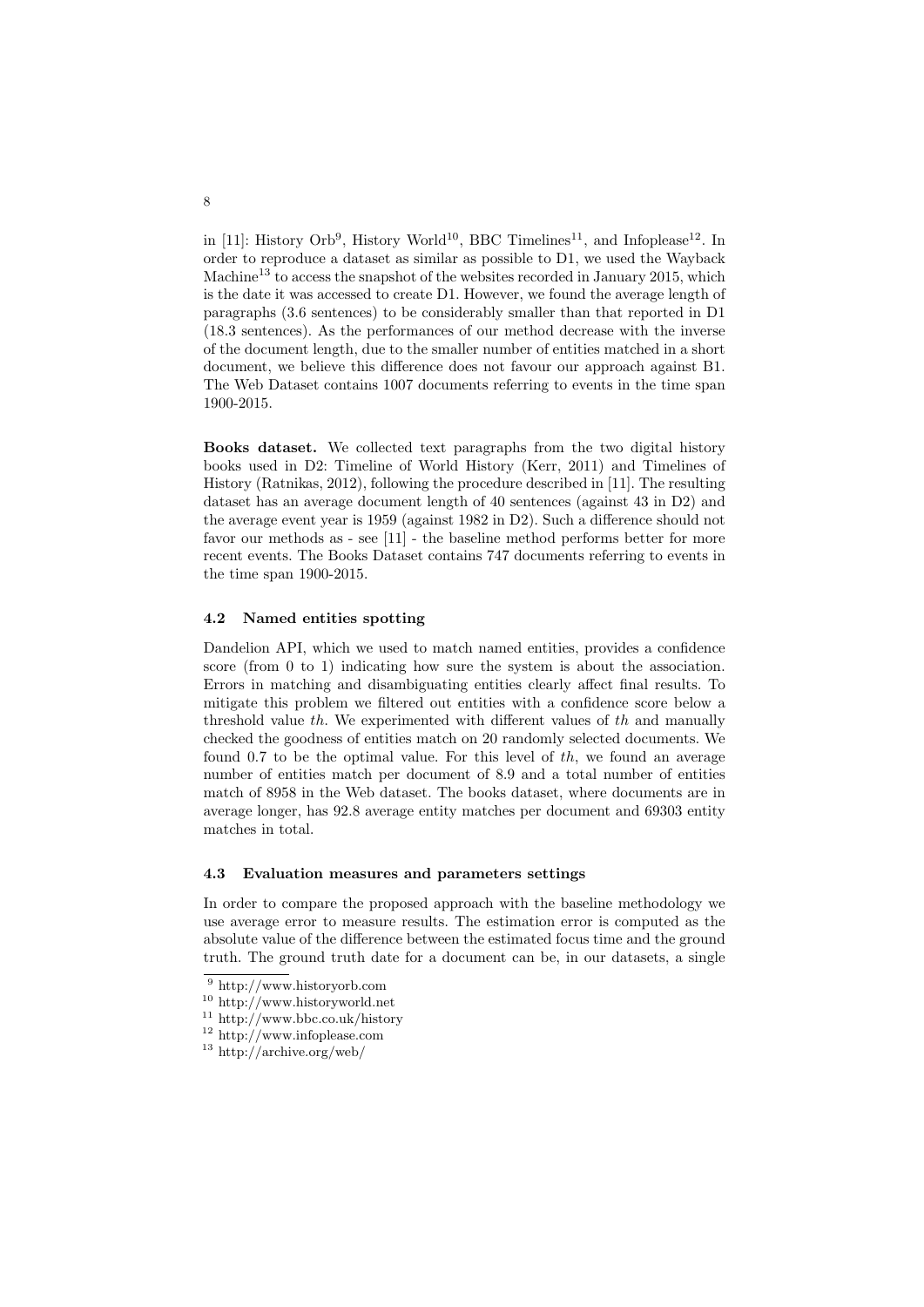in [11]: History Orb[9], History World[10], BBC Timelines[11], and Infoplease[12]. In order to reproduce a dataset as similar as possible to D1, we used the Wayback Machine[13] to access the snapshot of the websites recorded in January 2015, which is the date it was accessed to create D1. However, we found the average length of paragraphs (3.6 sentences) to be considerably smaller than that reported in D1 (18.3 sentences). As the performances of our method decrease with the inverse of the document length, due to the smaller number of entities matched in a short document, we believe this difference does not favour our approach against B1. The Web Dataset contains 1007 documents referring to events in the time span 1900-2015.

**Books dataset.** We collected text paragraphs from the two digital history books used in D2: Timeline of World History (Kerr, 2011) and Timelines of History (Ratnikas, 2012), following the procedure described in [11]. The resulting dataset has an average document length of 40 sentences (against 43 in D2) and the average event year is 1959 (against 1982 in D2). Such a difference should not favor our methods as - see [11] - the baseline method performs better for more recent events. The Books Dataset contains 747 documents referring to events in the time span 1900-2015.

### 4.2 Named entities spotting

Dandelion API, which we used to match named entities, provides a confidence score (from 0 to 1) indicating how sure the system is about the association. Errors in matching and disambiguating entities clearly affect final results. To mitigate this problem we filtered out entities with a confidence score below a threshold value $th$. We experimented with different values of $th$ and manually checked the goodness of entities match on 20 randomly selected documents. We found 0.7 to be the optimal value. For this level of $th$, we found an average number of entities match per document of 8.9 and a total number of entities match of 8958 in the Web dataset. The books dataset, where documents are in average longer, has 92.8 average entity matches per document and 69303 entity matches in total.

### 4.3 Evaluation measures and parameters settings

In order to compare the proposed approach with the baseline methodology we use average error to measure results. The estimation error is computed as the absolute value of the difference between the estimated focus time and the ground truth. The ground truth date for a document can be, in our datasets, a single

[9] http://www.historyorb.com

[10] http://www.historyworld.net

[11] http://www.bbc.co.uk/history

[12] http://www.infoplease.com

[13] http://archive.org/web/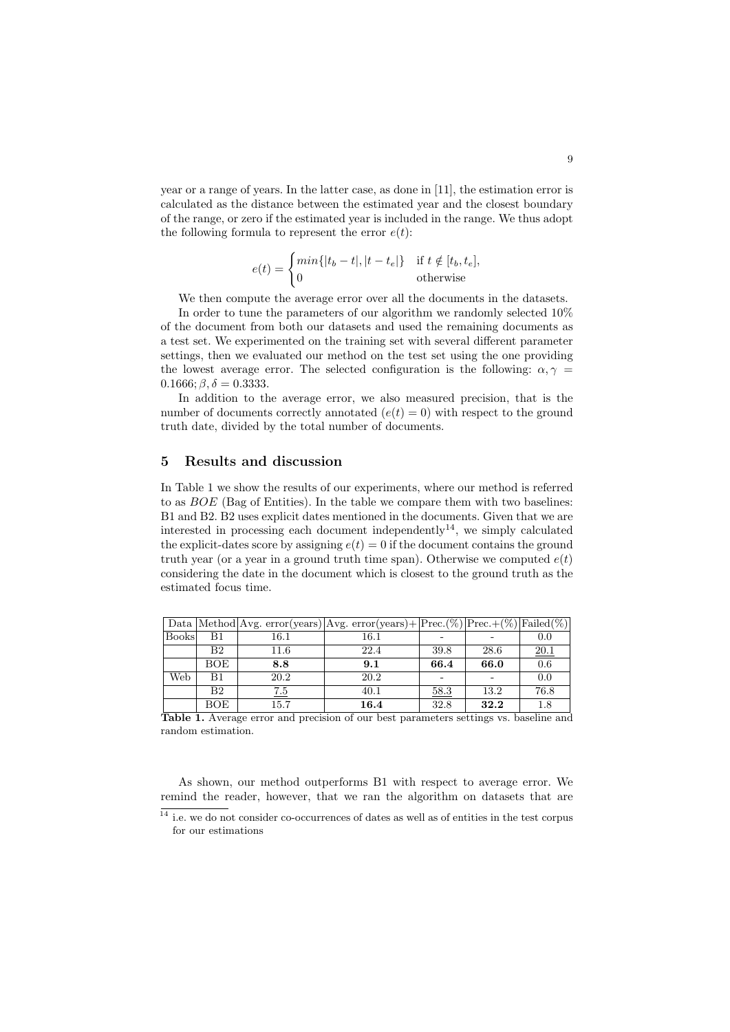year or a range of years. In the latter case, as done in [11], the estimation error is calculated as the distance between the estimated year and the closest boundary of the range, or zero if the estimated year is included in the range. We thus adopt the following formula to represent the error $e(t)$:

$$e(t) = \begin{cases} min\{|t_b - t|, |t - t_e|\} & \text{if } t \notin [t_b, t_e], \\ 0 & \text{otherwise} \end{cases}$$

We then compute the average error over all the documents in the datasets.

In order to tune the parameters of our algorithm we randomly selected 10% of the document from both our datasets and used the remaining documents as a test set. We experimented on the training set with several different parameter settings, then we evaluated our method on the test set using the one providing the lowest average error. The selected configuration is the following: $\alpha, \gamma = 0.1666; \beta, \delta = 0.3333$.

In addition to the average error, we also measured precision, that is the number of documents correctly annotated ($e(t) = 0$) with respect to the ground truth date, divided by the total number of documents.

## 5 Results and discussion

In Table 1 we show the results of our experiments, where our method is referred to as *BOE* (Bag of Entities). In the table we compare them with two baselines: B1 and B2. B2 uses explicit dates mentioned in the documents. Given that we are interested in processing each document independently[14], we simply calculated the explicit-dates score by assigning $e(t) = 0$ if the document contains the ground truth year (or a year in a ground truth time span). Otherwise we computed $e(t)$ considering the date in the document which is closest to the ground truth as the estimated focus time.

| Data | Method | Avg. error(years) | Avg. error(years)+ | Prec.(%) | Prec.+(%) | Failed(%) |
|---|---|---|---|---|---|---|
| Books | B1 | 16.1 | 16.1 | - | - | 0.0 |
| | B2 | 11.6 | 22.4 | 39.8 | 28.6 | 20.1 |
| | BOE | **8.8** | **9.1** | **66.4** | **66.0** | 0.6 |
| Web | B1 | 20.2 | 20.2 | - | - | 0.0 |
| | B2 | 7.5 | 40.1 | 58.3 | 13.2 | 76.8 |
| | BOE | 15.7 | **16.4** | 32.8 | **32.2** | 1.8 |

**Table 1.** Average error and precision of our best parameters settings vs. baseline and random estimation.

As shown, our method outperforms B1 with respect to average error. We remind the reader, however, that we ran the algorithm on datasets that are

[14] i.e. we do not consider co-occurrences of dates as well as of entities in the test corpus for our estimations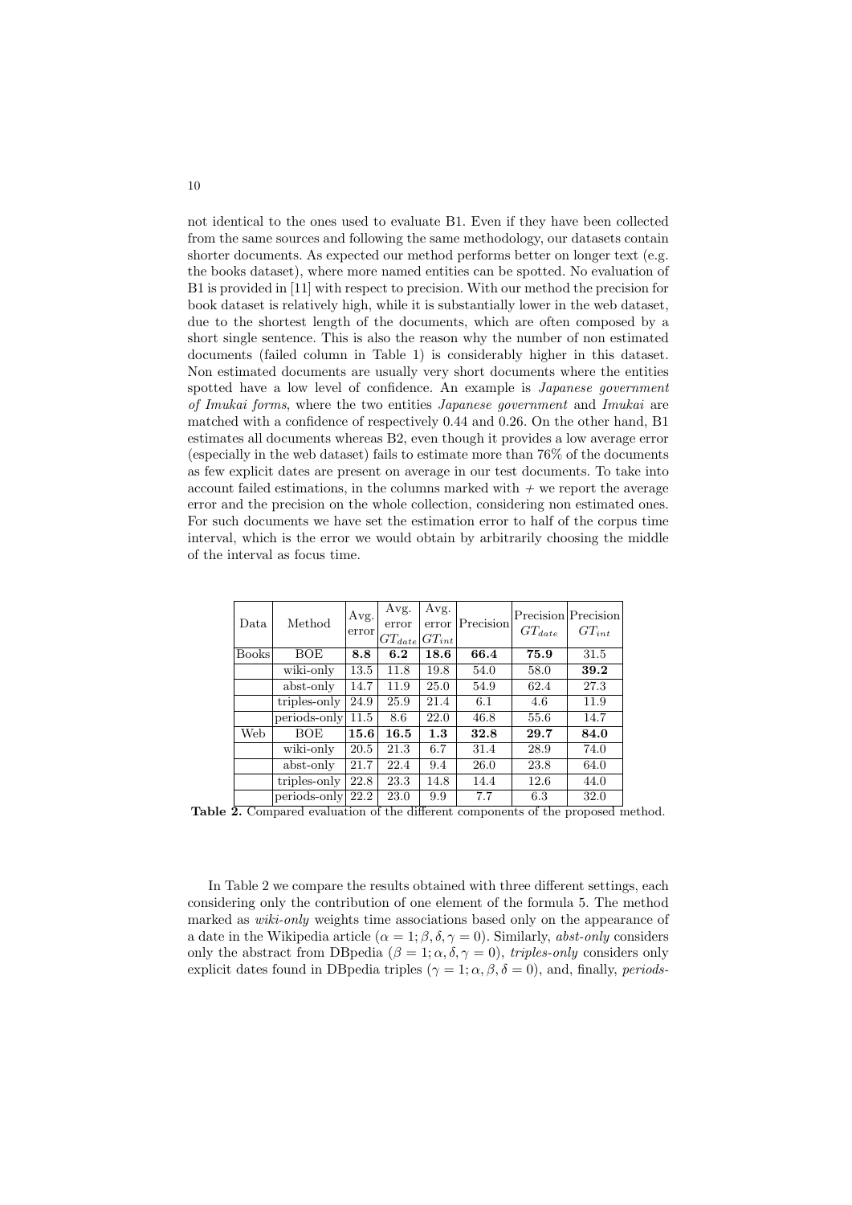not identical to the ones used to evaluate B1. Even if they have been collected from the same sources and following the same methodology, our datasets contain shorter documents. As expected our method performs better on longer text (e.g. the books dataset), where more named entities can be spotted. No evaluation of B1 is provided in [11] with respect to precision. With our method the precision for book dataset is relatively high, while it is substantially lower in the web dataset, due to the shortest length of the documents, which are often composed by a short single sentence. This is also the reason why the number of non estimated documents (failed column in Table 1) is considerably higher in this dataset. Non estimated documents are usually very short documents where the entities spotted have a low level of confidence. An example is *Japanese government of Imukai forms*, where the two entities *Japanese government* and *Imukai* are matched with a confidence of respectively 0.44 and 0.26. On the other hand, B1 estimates all documents whereas B2, even though it provides a low average error (especially in the web dataset) fails to estimate more than 76% of the documents as few explicit dates are present on average in our test documents. To take into account failed estimations, in the columns marked with + we report the average error and the precision on the whole collection, considering non estimated ones. For such documents we have set the estimation error to half of the corpus time interval, which is the error we would obtain by arbitrarily choosing the middle of the interval as focus time.

| Data | Method | Avg. error | Avg. error $GT_{date}$ | Avg. error $GT_{int}$ | Precision | Precision $GT_{date}$ | Precision $GT_{int}$ |
|---|---|---|---|---|---|---|---|
| Books | BOE | **8.8** | **6.2** | **18.6** | **66.4** | **75.9** | 31.5 |
| | wiki-only | 13.5 | 11.8 | 19.8 | 54.0 | 58.0 | **39.2** |
| | abst-only | 14.7 | 11.9 | 25.0 | 54.9 | 62.4 | 27.3 |
| | triples-only | 24.9 | 25.9 | 21.4 | 6.1 | 4.6 | 11.9 |
| | periods-only | 11.5 | 8.6 | 22.0 | 46.8 | 55.6 | 14.7 |
| Web | BOE | **15.6** | **16.5** | **1.3** | **32.8** | **29.7** | **84.0** |
| | wiki-only | 20.5 | 21.3 | 6.7 | 31.4 | 28.9 | 74.0 |
| | abst-only | 21.7 | 22.4 | 9.4 | 26.0 | 23.8 | 64.0 |
| | triples-only | 22.8 | 23.3 | 14.8 | 14.4 | 12.6 | 44.0 |
| | periods-only | 22.2 | 23.0 | 9.9 | 7.7 | 6.3 | 32.0 |

**Table 2.** Compared evaluation of the different components of the proposed method.

In Table 2 we compare the results obtained with three different settings, each considering only the contribution of one element of the formula 5. The method marked as *wiki-only* weights time associations based only on the appearance of a date in the Wikipedia article ($\alpha = 1; \beta, \delta, \gamma = 0$). Similarly, *abst-only* considers only the abstract from DBpedia ($\beta = 1; \alpha, \delta, \gamma = 0$), *triples-only* considers only explicit dates found in DBpedia triples ($\gamma = 1; \alpha, \beta, \delta = 0$), and, finally, *periods-*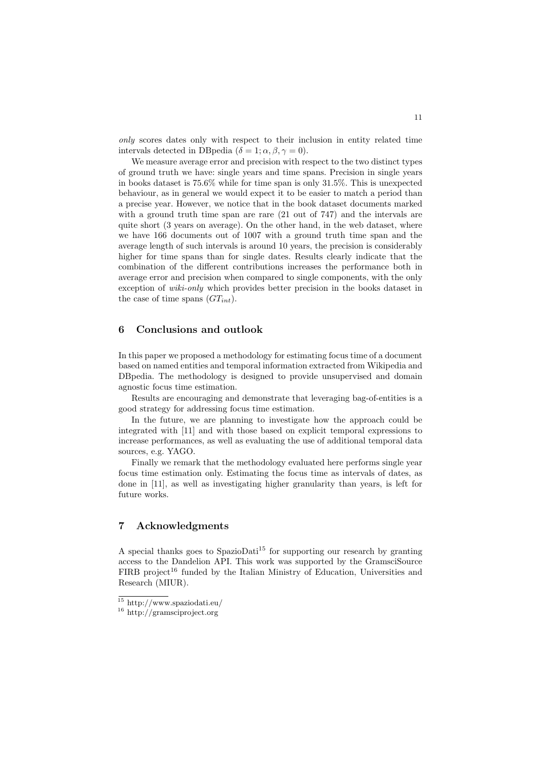*only* scores dates only with respect to their inclusion in entity related time intervals detected in DBpedia ($\delta = 1; \alpha, \beta, \gamma = 0$).

We measure average error and precision with respect to the two distinct types of ground truth we have: single years and time spans. Precision in single years in books dataset is 75.6% while for time span is only 31.5%. This is unexpected behaviour, as in general we would expect it to be easier to match a period than a precise year. However, we notice that in the book dataset documents marked with a ground truth time span are rare (21 out of 747) and the intervals are quite short (3 years on average). On the other hand, in the web dataset, where we have 166 documents out of 1007 with a ground truth time span and the average length of such intervals is around 10 years, the precision is considerably higher for time spans than for single dates. Results clearly indicate that the combination of the different contributions increases the performance both in average error and precision when compared to single components, with the only exception of *wiki-only* which provides better precision in the books dataset in the case of time spans ($GT_{int}$).

## 6 Conclusions and outlook

In this paper we proposed a methodology for estimating focus time of a document based on named entities and temporal information extracted from Wikipedia and DBpedia. The methodology is designed to provide unsupervised and domain agnostic focus time estimation.

Results are encouraging and demonstrate that leveraging bag-of-entities is a good strategy for addressing focus time estimation.

In the future, we are planning to investigate how the approach could be integrated with [11] and with those based on explicit temporal expressions to increase performances, as well as evaluating the use of additional temporal data sources, e.g. YAGO.

Finally we remark that the methodology evaluated here performs single year focus time estimation only. Estimating the focus time as intervals of dates, as done in [11], as well as investigating higher granularity than years, is left for future works.

## 7 Acknowledgments

A special thanks goes to SpazioDati[15] for supporting our research by granting access to the Dandelion API. This work was supported by the GramsciSource FIRB project[16] funded by the Italian Ministry of Education, Universities and Research (MIUR).

[15] http://www.spaziodati.eu/

[16] http://gramsciproject.org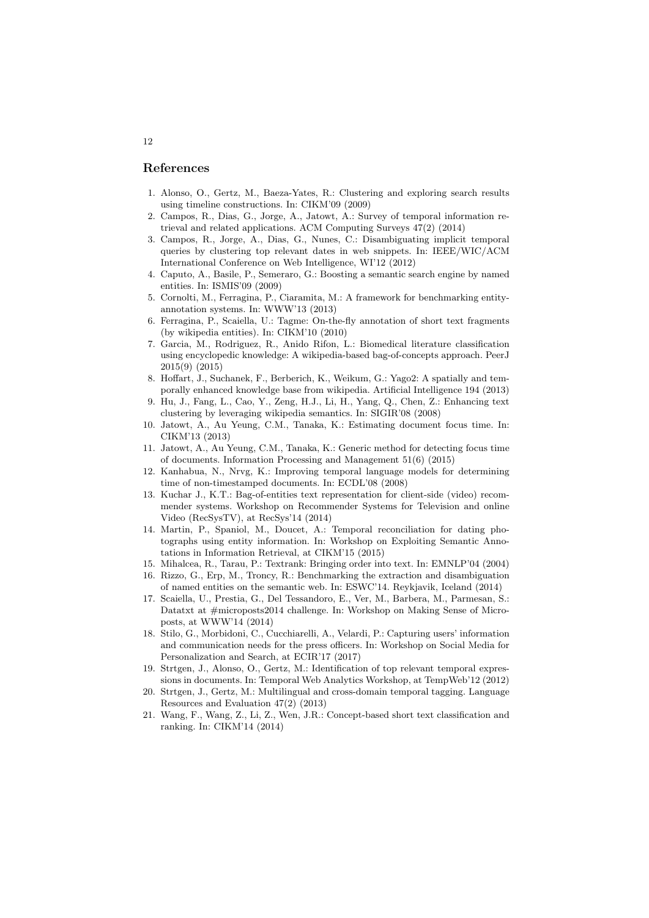## References

1. Alonso, O., Gertz, M., Baeza-Yates, R.: Clustering and exploring search results using timeline constructions. In: CIKM'09 (2009)
2. Campos, R., Dias, G., Jorge, A., Jatowt, A.: Survey of temporal information retrieval and related applications. ACM Computing Surveys 47(2) (2014)
3. Campos, R., Jorge, A., Dias, G., Nunes, C.: Disambiguating implicit temporal queries by clustering top relevant dates in web snippets. In: IEEE/WIC/ACM International Conference on Web Intelligence, WI'12 (2012)
4. Caputo, A., Basile, P., Semeraro, G.: Boosting a semantic search engine by named entities. In: ISMIS'09 (2009)
5. Cornolti, M., Ferragina, P., Ciaramita, M.: A framework for benchmarking entity-annotation systems. In: WWW'13 (2013)
6. Ferragina, P., Scaiella, U.: Tagme: On-the-fly annotation of short text fragments (by wikipedia entities). In: CIKM'10 (2010)
7. Garcia, M., Rodriguez, R., Anido Rifon, L.: Biomedical literature classification using encyclopedic knowledge: A wikipedia-based bag-of-concepts approach. PeerJ 2015(9) (2015)
8. Hoffart, J., Suchanek, F., Berberich, K., Weikum, G.: Yago2: A spatially and temporally enhanced knowledge base from wikipedia. Artificial Intelligence 194 (2013)
9. Hu, J., Fang, L., Cao, Y., Zeng, H.J., Li, H., Yang, Q., Chen, Z.: Enhancing text clustering by leveraging wikipedia semantics. In: SIGIR'08 (2008)
10. Jatowt, A., Au Yeung, C.M., Tanaka, K.: Estimating document focus time. In: CIKM'13 (2013)
11. Jatowt, A., Au Yeung, C.M., Tanaka, K.: Generic method for detecting focus time of documents. Information Processing and Management 51(6) (2015)
12. Kanhabua, N., Nrvg, K.: Improving temporal language models for determining time of non-timestamped documents. In: ECDL'08 (2008)
13. Kuchar J., K.T.: Bag-of-entities text representation for client-side (video) recommender systems. Workshop on Recommender Systems for Television and online Video (RecSysTV), at RecSys'14 (2014)
14. Martin, P., Spaniol, M., Doucet, A.: Temporal reconciliation for dating photographs using entity information. In: Workshop on Exploiting Semantic Annotations in Information Retrieval, at CIKM'15 (2015)
15. Mihalcea, R., Tarau, P.: Textrank: Bringing order into text. In: EMNLP'04 (2004)
16. Rizzo, G., Erp, M., Troncy, R.: Benchmarking the extraction and disambiguation of named entities on the semantic web. In: ESWC'14. Reykjavik, Iceland (2014)
17. Scaiella, U., Prestia, G., Del Tessandoro, E., Ver, M., Barbera, M., Parmesan, S.: Datatxt at #microposts2014 challenge. In: Workshop on Making Sense of Microposts, at WWW'14 (2014)
18. Stilo, G., Morbidoni, C., Cucchiarelli, A., Velardi, P.: Capturing users' information and communication needs for the press officers. In: Workshop on Social Media for Personalization and Search, at ECIR'17 (2017)
19. Strtgen, J., Alonso, O., Gertz, M.: Identification of top relevant temporal expressions in documents. In: Temporal Web Analytics Workshop, at TempWeb'12 (2012)
20. Strtgen, J., Gertz, M.: Multilingual and cross-domain temporal tagging. Language Resources and Evaluation 47(2) (2013)
21. Wang, F., Wang, Z., Li, Z., Wen, J.R.: Concept-based short text classification and ranking. In: CIKM'14 (2014)